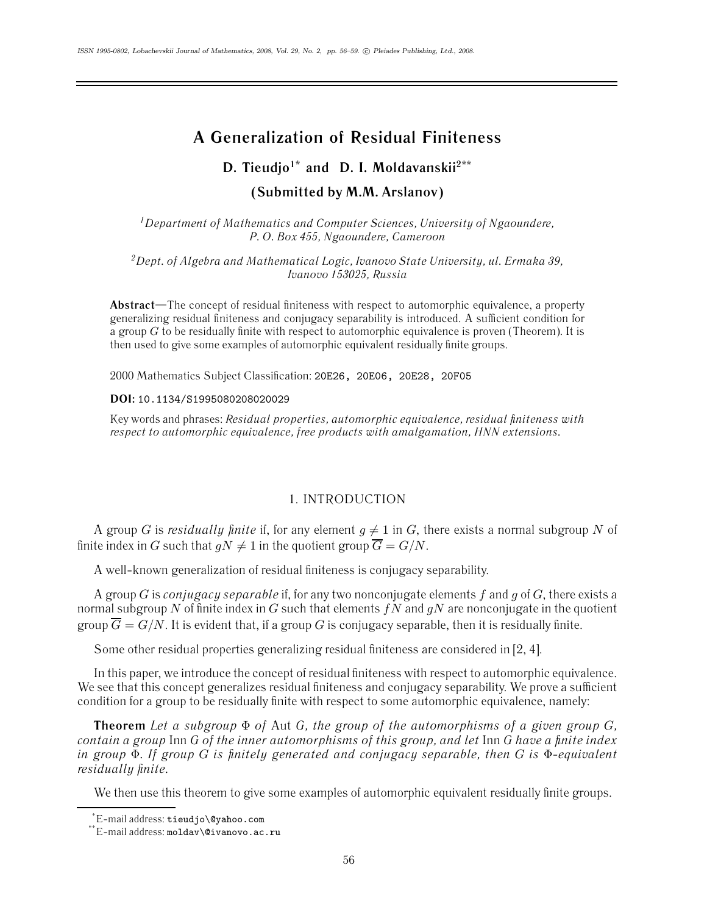# A Generalization of Residual Finiteness

**D. Tieudjo[1*] and D. I. Moldavanskii[2**]**

**(Submitted by M.M. Arslanov)**

*[1]Department of Mathematics and Computer Sciences, University of Ngaoundere, P. O. Box 455, Ngaoundere, Cameroon*

*[2]Dept. of Algebra and Mathematical Logic, Ivanovo State University, ul. Ermaka 39, Ivanovo 153025, Russia*

**Abstract**—The concept of residual finiteness with respect to automorphic equivalence, a property generalizing residual finiteness and conjugacy separability is introduced. A sufficient condition for a group $G$ to be residually finite with respect to automorphic equivalence is proven (Theorem). It is then used to give some examples of automorphic equivalent residually finite groups.

2000 Mathematics Subject Classification: 20E26, 20E06, 20E28, 20F05

**DOI:** 10.1134/S1995080208020029

Key words and phrases: *Residual properties, automorphic equivalence, residual finiteness with respect to automorphic equivalence, free products with amalgamation, HNN extensions.*

## 1. INTRODUCTION

A group $G$ is *residually finite* if, for any element $g \neq 1$ in $G$, there exists a normal subgroup $N$ of finite index in $G$ such that $gN \neq 1$ in the quotient group $\overline{G} = G/N$.

A well-known generalization of residual finiteness is conjugacy separability.

A group $G$ is *conjugacy separable* if, for any two nonconjugate elements $f$ and $g$ of $G$, there exists a normal subgroup $N$ of finite index in $G$ such that elements $fN$ and $gN$ are nonconjugate in the quotient group $\overline{G} = G/N$. It is evident that, if a group $G$ is conjugacy separable, then it is residually finite.

Some other residual properties generalizing residual finiteness are considered in [2, 4].

In this paper, we introduce the concept of residual finiteness with respect to automorphic equivalence. We see that this concept generalizes residual finiteness and conjugacy separability. We prove a sufficient condition for a group to be residually finite with respect to some automorphic equivalence, namely:

**Theorem** *Let a subgroup $\Phi$ of* Aut $G$*, the group of the automorphisms of a given group $G$, contain a group* Inn $G$ *of the inner automorphisms of this group, and let* Inn $G$ *have a finite index in group $\Phi$. If group $G$ is finitely generated and conjugacy separable, then $G$ is $\Phi$-equivalent residually finite.*

We then use this theorem to give some examples of automorphic equivalent residually finite groups.

[*]E-mail address: tieudjo\@yahoo.com

[**]E-mail address: moldav\@ivanovo.ac.ru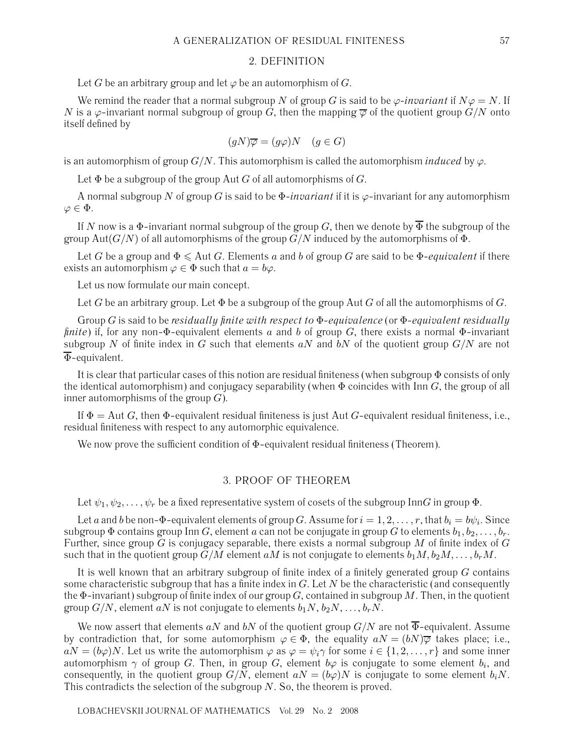## 2. DEFINITION

Let $G$ be an arbitrary group and let $\varphi$ be an automorphism of $G$.

We remind the reader that a normal subgroup $N$ of group $G$ is said to be *$\varphi$-invariant* if $N\varphi = N$. If $N$ is a $\varphi$-invariant normal subgroup of group $G$, then the mapping $\overline{\varphi}$ of the quotient group $G/N$ onto itself defined by

$$(gN)\overline{\varphi} = (g\varphi)N \quad (g \in G)$$

is an automorphism of group $G/N$. This automorphism is called the automorphism *induced* by $\varphi$.

Let $\Phi$ be a subgroup of the group $\operatorname{Aut} G$ of all automorphisms of $G$.

A normal subgroup $N$ of group $G$ is said to be *$\Phi$-invariant* if it is $\varphi$-invariant for any automorphism $\varphi \in \Phi$.

If $N$ now is a $\Phi$-invariant normal subgroup of the group $G$, then we denote by $\overline{\Phi}$ the subgroup of the group $\operatorname{Aut}(G/N)$ of all automorphisms of the group $G/N$ induced by the automorphisms of $\Phi$.

Let $G$ be a group and $\Phi \leqslant \operatorname{Aut} G$. Elements $a$ and $b$ of group $G$ are said to be *$\Phi$-equivalent* if there exists an automorphism $\varphi \in \Phi$ such that $a = b\varphi$.

Let us now formulate our main concept.

Let $G$ be an arbitrary group. Let $\Phi$ be a subgroup of the group $\operatorname{Aut} G$ of all the automorphisms of $G$.

Group $G$ is said to be *residually finite with respect to $\Phi$-equivalence* (or *$\Phi$-equivalent residually finite*) if, for any non-$\Phi$-equivalent elements $a$ and $b$ of group $G$, there exists a normal $\Phi$-invariant subgroup $N$ of finite index in $G$ such that elements $aN$ and $bN$ of the quotient group $G/N$ are not $\overline{\Phi}$-equivalent.

It is clear that particular cases of this notion are residual finiteness (when subgroup $\Phi$ consists of only the identical automorphism) and conjugacy separability (when $\Phi$ coincides with $\operatorname{Inn} G$, the group of all inner automorphisms of the group $G$).

If $\Phi = \operatorname{Aut} G$, then $\Phi$-equivalent residual finiteness is just $\operatorname{Aut} G$-equivalent residual finiteness, i.e., residual finiteness with respect to any automorphic equivalence.

We now prove the sufficient condition of $\Phi$-equivalent residual finiteness (Theorem).

## 3. PROOF OF THEOREM

Let $\psi_1, \psi_2, \ldots, \psi_r$ be a fixed representative system of cosets of the subgroup $\operatorname{Inn} G$ in group $\Phi$.

Let $a$ and $b$ be non-$\Phi$-equivalent elements of group $G$. Assume for $i = 1, 2, \ldots, r$, that $b_i = b\psi_i$. Since subgroup $\Phi$ contains group $\operatorname{Inn} G$, element $a$ can not be conjugate in group $G$ to elements $b_1, b_2, \ldots, b_r$. Further, since group $G$ is conjugacy separable, there exists a normal subgroup $M$ of finite index of $G$ such that in the quotient group $G/M$ element $aM$ is not conjugate to elements $b_1M, b_2M, \ldots, b_rM$.

It is well known that an arbitrary subgroup of finite index of a finitely generated group $G$ contains some characteristic subgroup that has a finite index in $G$. Let $N$ be the characteristic (and consequently the $\Phi$-invariant) subgroup of finite index of our group $G$, contained in subgroup $M$. Then, in the quotient group $G/N$, element $aN$ is not conjugate to elements $b_1N, b_2N, \ldots, b_rN$.

We now assert that elements $aN$ and $bN$ of the quotient group $G/N$ are not $\overline{\Phi}$-equivalent. Assume by contradiction that, for some automorphism $\varphi \in \Phi$, the equality $aN = (bN)\overline{\varphi}$ takes place; i.e., $aN = (b\varphi)N$. Let us write the automorphism $\varphi$ as $\varphi = \psi_i\gamma$ for some $i \in \{1, 2, \ldots, r\}$ and some inner automorphism $\gamma$ of group $G$. Then, in group $G$, element $b\varphi$ is conjugate to some element $b_i$, and consequently, in the quotient group $G/N$, element $aN = (b\varphi)N$ is conjugate to some element $b_iN$. This contradicts the selection of the subgroup $N$. So, the theorem is proved.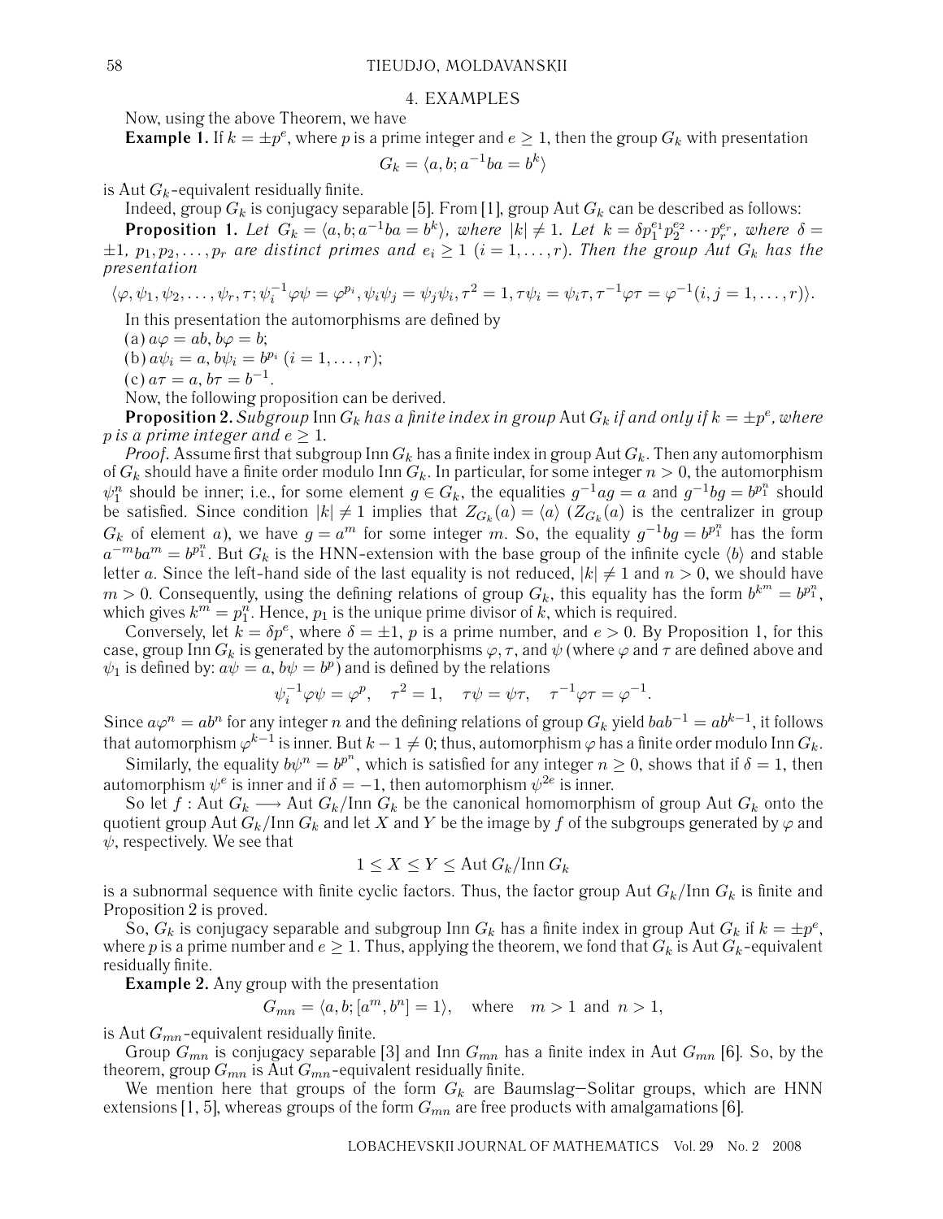## 4. EXAMPLES

Now, using the above Theorem, we have

**Example 1.** If $k = \pm p^e$, where $p$ is a prime integer and $e \geq 1$, then the group $G_k$ with presentation

$$G_k = \langle a, b; a^{-1}ba = b^k \rangle$$

is Aut $G_k$-equivalent residually finite.

Indeed, group $G_k$ is conjugacy separable [5]. From [1], group Aut $G_k$ can be described as follows:

**Proposition 1.** *Let $G_k = \langle a, b; a^{-1}ba = b^k \rangle$, where $|k| \neq 1$. Let $k = \delta p_1^{e_1} p_2^{e_2} \cdots p_r^{e_r}$, where $\delta = \pm 1$, $p_1, p_2, \ldots, p_r$ are distinct primes and $e_i \geq 1$ $(i = 1, \ldots, r)$. Then the group Aut $G_k$ has the presentation*

$$\langle \varphi, \psi_1, \psi_2, \ldots, \psi_r, \tau; \psi_i^{-1}\varphi\psi = \varphi^{p_i}, \psi_i\psi_j = \psi_j\psi_i, \tau^2 = 1, \tau\psi_i = \psi_i\tau, \tau^{-1}\varphi\tau = \varphi^{-1} (i, j = 1, \ldots, r)\rangle.$$

In this presentation the automorphisms are defined by

(a) $a\varphi = ab$, $b\varphi = b$;

(b) $a\psi_i = a$, $b\psi_i = b^{p_i}$ $(i = 1, \ldots, r)$;

(c) $a\tau = a$, $b\tau = b^{-1}$.

Now, the following proposition can be derived.

**Proposition 2.** *Subgroup* Inn $G_k$ *has a finite index in group* Aut $G_k$ *if and only if $k = \pm p^e$, where $p$ is a prime integer and $e \geq 1$.*

*Proof.* Assume first that subgroup Inn $G_k$ has a finite index in group Aut $G_k$. Then any automorphism of $G_k$ should have a finite order modulo Inn $G_k$. In particular, for some integer $n > 0$, the automorphism $\psi_1^n$ should be inner; i.e., for some element $g \in G_k$, the equalities $g^{-1}ag = a$ and $g^{-1}bg = b^{p_1^n}$ should be satisfied. Since condition $|k| \neq 1$ implies that $Z_{G_k}(a) = \langle a \rangle$ ($Z_{G_k}(a)$ is the centralizer in group $G_k$ of element $a$), we have $g = a^m$ for some integer $m$. So, the equality $g^{-1}bg = b^{p_1^n}$ has the form $a^{-m}ba^m = b^{p_1^n}$. But $G_k$ is the HNN-extension with the base group of the infinite cycle $\langle b \rangle$ and stable letter $a$. Since the left-hand side of the last equality is not reduced, $|k| \neq 1$ and $n > 0$, we should have $m > 0$. Consequently, using the defining relations of group $G_k$, this equality has the form $b^{k^m} = b^{p_1^n}$, which gives $k^m = p_1^n$. Hence, $p_1$ is the unique prime divisor of $k$, which is required.

Conversely, let $k = \delta p^e$, where $\delta = \pm 1$, $p$ is a prime number, and $e > 0$. By Proposition 1, for this case, group Inn $G_k$ is generated by the automorphisms $\varphi, \tau$, and $\psi$ (where $\varphi$ and $\tau$ are defined above and $\psi_1$ is defined by: $a\psi = a$, $b\psi = b^p$) and is defined by the relations

$$\psi_i^{-1}\varphi\psi = \varphi^p, \quad \tau^2 = 1, \quad \tau\psi = \psi\tau, \quad \tau^{-1}\varphi\tau = \varphi^{-1}.$$

Since $a\varphi^n = ab^n$ for any integer $n$ and the defining relations of group $G_k$ yield $bab^{-1} = ab^{k-1}$, it follows that automorphism $\varphi^{k-1}$ is inner. But $k - 1 \neq 0$; thus, automorphism $\varphi$ has a finite order modulo Inn $G_k$.

Similarly, the equality $b\psi^n = b^{p^n}$, which is satisfied for any integer $n \geq 0$, shows that if $\delta = 1$, then automorphism $\psi^e$ is inner and if $\delta = -1$, then automorphism $\psi^{2e}$ is inner.

So let $f :$ Aut $G_k \longrightarrow$ Aut $G_k/$Inn $G_k$ be the canonical homomorphism of group Aut $G_k$ onto the quotient group Aut $G_k/$Inn $G_k$ and let $X$ and $Y$ be the image by $f$ of the subgroups generated by $\varphi$ and $\psi$, respectively. We see that

$$1 \leq X \leq Y \leq \text{Aut}\, G_k/\text{Inn}\, G_k$$

is a subnormal sequence with finite cyclic factors. Thus, the factor group Aut $G_k/$Inn $G_k$ is finite and Proposition 2 is proved.

So, $G_k$ is conjugacy separable and subgroup Inn $G_k$ has a finite index in group Aut $G_k$ if $k = \pm p^e$, where $p$ is a prime number and $e \geq 1$. Thus, applying the theorem, we fond that $G_k$ is Aut $G_k$-equivalent residually finite.

**Example 2.** Any group with the presentation

$$G_{mn} = \langle a, b; [a^m, b^n] = 1 \rangle, \quad \text{where} \quad m > 1 \text{ and } n > 1,$$

is Aut $G_{mn}$-equivalent residually finite.

Group $G_{mn}$ is conjugacy separable [3] and Inn $G_{mn}$ has a finite index in Aut $G_{mn}$ [6]. So, by the theorem, group $G_{mn}$ is Aut $G_{mn}$-equivalent residually finite.

We mention here that groups of the form $G_k$ are Baumslag–Solitar groups, which are HNN extensions [1, 5], whereas groups of the form $G_{mn}$ are free products with amalgamations [6].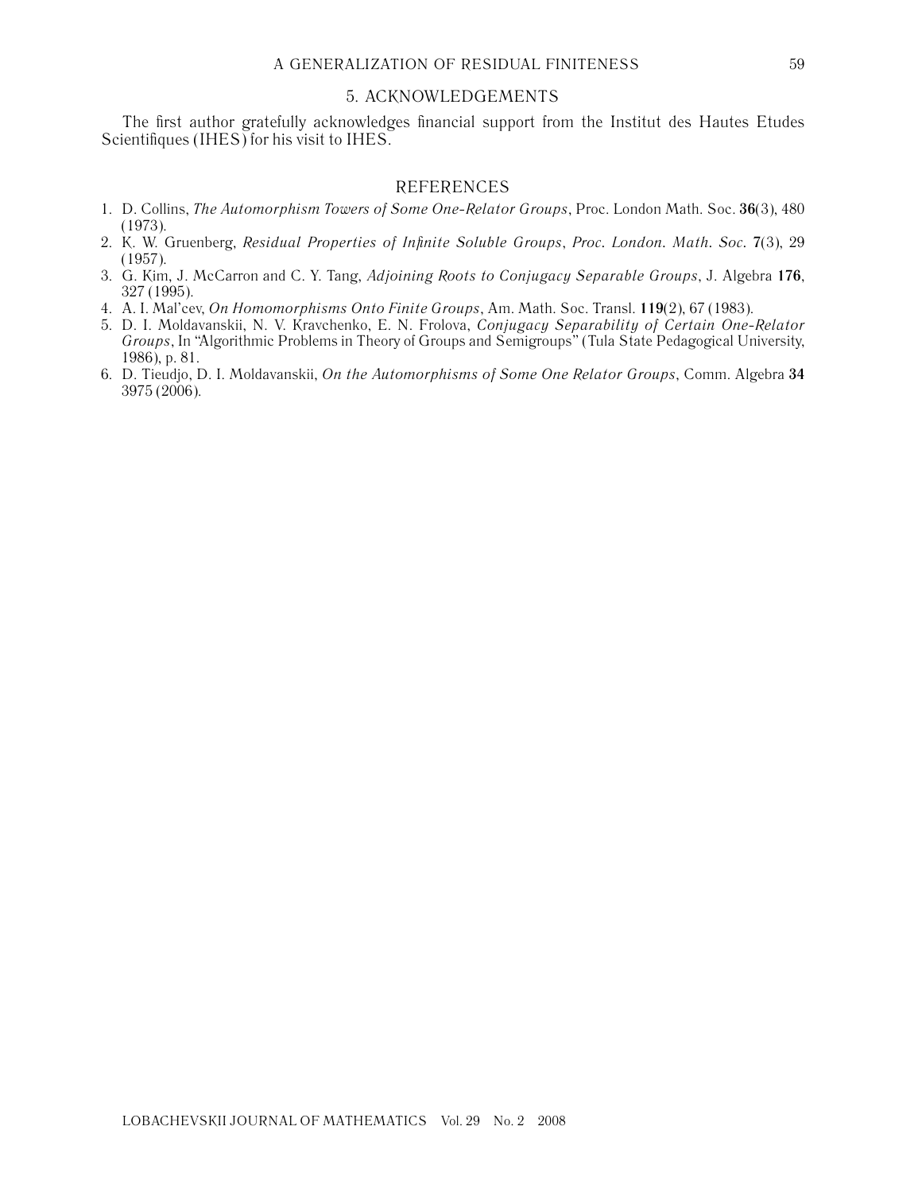## 5. ACKNOWLEDGEMENTS

The first author gratefully acknowledges financial support from the Institut des Hautes Etudes Scientifiques (IHES) for his visit to IHES.

## REFERENCES

1. D. Collins, *The Automorphism Towers of Some One-Relator Groups*, Proc. London Math. Soc. **36**(3), 480 (1973).
2. K. W. Gruenberg, *Residual Properties of Infinite Soluble Groups*, *Proc. London. Math. Soc.* **7**(3), 29 (1957).
3. G. Kim, J. McCarron and C. Y. Tang, *Adjoining Roots to Conjugacy Separable Groups*, J. Algebra **176**, 327 (1995).
4. A. I. Mal'cev, *On Homomorphisms Onto Finite Groups*, Am. Math. Soc. Transl. **119**(2), 67 (1983).
5. D. I. Moldavanskii, N. V. Kravchenko, E. N. Frolova, *Conjugacy Separability of Certain One-Relator Groups*, In "Algorithmic Problems in Theory of Groups and Semigroups" (Tula State Pedagogical University, 1986), p. 81.
6. D. Tieudjo, D. I. Moldavanskii, *On the Automorphisms of Some One Relator Groups*, Comm. Algebra **34** 3975 (2006).